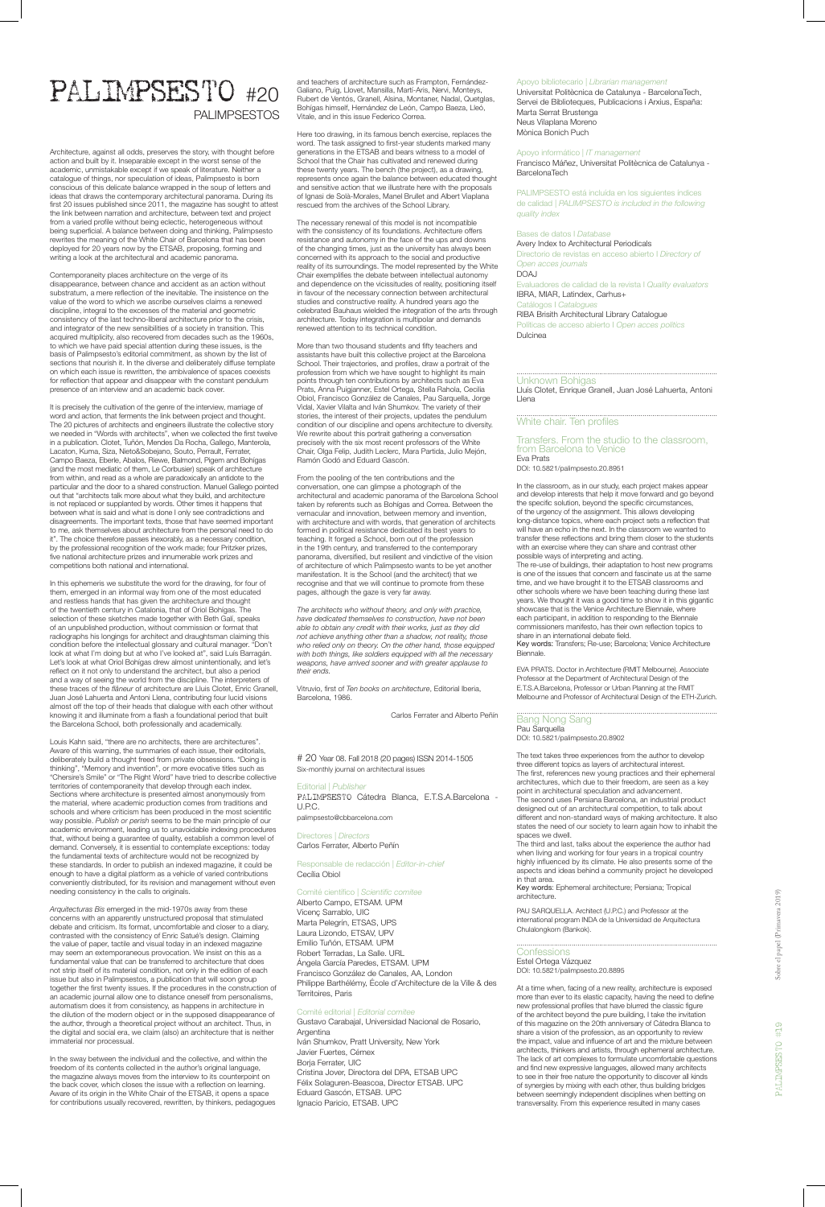# PALIMPSESTO #20

## PALIMPSESTOS

Architecture, against all odds, preserves the story, with thought before action and built by it. Inseparable except in the worst sense of the academic, unmistakable except if we speak of literature. Neither a catalogue of things, nor speculation of ideas, Palimpsesto is born conscious of this delicate balance wrapped in the soup of letters and ideas that draws the contemporary architectural panorama. During its first 20 issues published since 2011, the magazine has sought to attest the link between narration and architecture, between text and project from a varied profile without being eclectic, heterogeneous without being superficial. A balance between doing and thinking, Palimpsesto rewrites the meaning of the White Chair of Barcelona that has been deployed for 20 years now by the ETSAB, proposing, forming and writing a look at the architectural and academic panorama.

Contemporaneity places architecture on the verge of its disappearance, between chance and accident as an action without substratum, a mere reflection of the inevitable. The insistence on the value of the word to which we ascribe ourselves claims a renewed discipline, integral to the excesses of the material and geometric consistency of the last techno-liberal architecture prior to the crisis, and integrator of the new sensibilities of a society in transition. This acquired multiplicity, also recovered from decades such as the 1960s, to which we have paid special attention during these issues, is the basis of Palimpsesto's editorial commitment, as shown by the list of sections that nourish it. In the diverse and deliberately diffuse template on which each issue is rewritten, the ambivalence of spaces coexists for reflection that appear and disappear with the constant pendulum presence of an interview and an academic back cover.

It is precisely the cultivation of the genre of the interview, marriage of word and action, that ferments the link between project and thought. The 20 pictures of architects and engineers illustrate the collective story we needed in "Words with architects", when we collected the first twelve in a publication. Clotet, Tuñón, Mendes Da Rocha, Gallego, Manterola, Lacaton, Kuma, Siza, Nieto&Sobejano, Souto, Perrault, Ferrater, Campo Baeza, Eberle, Abalos, Riewe, Balmond, Pigem and Bohigas (and the most mediatic of them, Le Corbusier) speak of architecture from within, and read as a whole are paradoxically an antidote to the particular and the door to a shared construction. Manuel Gallego pointed out that "architects talk more about what they build, and architecture is not replaced or supplanted by words. Other times it happens that between what is said and what is done I only see contradictions and disagreements. The important texts, those that have seemed important to me, ask themselves about architecture from the personal need to do it". The choice therefore passes inexorably, as a necessary condition, by the professional recognition of the work made; four Pritzker prizes, five national architecture prizes and innumerable work prizes and competitions both national and international.

In this ephemeris we substitute the word for the drawing, for four of them, emerged in an informal way from one of the most educated and restless hands that has given the architecture and thought of the twentieth century in Catalonia, that of Oriol Bohigas. The selection of these sketches made together with Beth Galí, speaks of an unpublished production, without commission or format that radiographs his longings for architect and draughtsman claiming this condition before the intellectual glossary and cultural manager. "Don't look at what I'm doing but at who I've looked at", said Luis Barragán. Let's look at what Oriol Bohigas drew almost unintentionally, and let's reflect on it not only to understand the architect, but also a period and a way of seeing the world from the discipline. The interpreters of these traces of the *flâneur* of architecture are Lluís Clotet, Enric Granell, Juan José Lahuerta and Antoni Llena, contributing four lucid visions almost off the top of their heads that dialogue with each other without knowing it and illuminate from a flash a foundational period that built the Barcelona School, both professionally and academically.

Louis Kahn said, "there are no architects, there are architectures". Aware of this warning, the summaries of each issue, their editorials, deliberately build a thought freed from private obsessions. "Doing is thinking", "Memory and invention", or more evocative titles such as "Chersire's Smile" or "The Right Word" have tried to describe collective territories of contemporaneity that develop through each index. Sections where architecture is presented almost anonymously from the material, where academic production comes from traditions and schools and where criticism has been produced in the most scientific way possible. *Publish or perish* seems to be the main principle of our academic environment, leading us to unavoidable indexing procedures that, without being a guarantee of quality, establish a common level of demand. Conversely, it is essential to contemplate exceptions: today the fundamental texts of architecture would not be recognized by these standards. In order to publish an indexed magazine, it could be enough to have a digital platform as a vehicle of varied contributions conveniently distributed, for its revision and management without even needing consistency in the calls to originals.

*Arquitecturas Bis* emerged in the mid-1970s away from these concerns with an apparently unstructured proposal that stimulated debate and criticism. Its format, uncomfortable and closer to a diary, contrasted with the consistency of Enric Satué's design. Claiming the value of paper, tactile and visual today in an indexed magazine may seem an extemporaneous provocation. We insist on this as a fundamental value that can be transferred to architecture that does not strip itself of its material condition, not only in the edition of each issue but also in Palimpsestos, a publication that will soon group together the first twenty issues. If the procedures in the construction of an academic journal allow one to distance oneself from personalisms, automatism does it from consistency, as happens in architecture in the dilution of the modern object or in the supposed disappearance of the author, through a theoretical project without an architect. Thus, in the digital and social era, we claim (also) an architecture that is neither immaterial nor processual.

In the sway between the individual and the collective, and within the freedom of its contents collected in the author's original language, the magazine always moves from the interview to its counterpoint on the back cover, which closes the issue with a reflection on learning. Aware of its origin in the White Chair of the ETSAB, it opens a space for contributions usually recovered, rewritten, by thinkers, pedagogues and teachers of architecture such as Frampton, Fernández-Galiano, Puig, Llovet, Mansilla, Martí-Arís, Nervi, Monteys, Rubert de Ventós, Granell, Alsina, Montaner, Nadal, Quetglas, Bohigas himself, Hernández de León, Campo Baeza, Lleó, Vitale, and in this issue Federico Correa.

Here too drawing, in its famous bench exercise, replaces the word. The task assigned to first-year students marked many generations in the ETSAB and bears witness to a model of School that the Chair has cultivated and renewed during these twenty years. The bench (the project), as a drawing, represents once again the balance between educated thought and sensitive action that we illustrate here with the proposals of Ignasi de Solà-Morales, Manel Brullet and Albert Viaplana rescued from the archives of the School Library.

The necessary renewal of this model is not incompatible with the consistency of its foundations. Architecture offers resistance and autonomy in the face of the ups and downs of the changing times, just as the university has always been concerned with its approach to the social and productive reality of its surroundings. The model represented by the White Chair exemplifies the debate between intellectual autonomy and dependence on the vicissitudes of reality, positioning itself in favour of the necessary connection between architectural studies and constructive reality. A hundred years ago the celebrated Bauhaus wielded the integration of the arts through architecture. Today integration is multipolar and demands renewed attention to its technical condition.

More than two thousand students and fifty teachers and assistants have built this collective project at the Barcelona School. Their trajectories, and profiles, draw a portrait of the profession from which we have sought to highlight its main points through ten contributions by architects such as Eva Prats, Anna Puigjanner, Estel Ortega, Stella Rahola, Cecilia Obiol, Francisco González de Canales, Pau Sarquella, Jorge Vidal, Xavier Vilalta and Iván Shumkov. The variety of their stories, the interest of their projects, updates the pendulum condition of our discipline and opens architecture to diversity. We rewrite about this portrait gathering a conversation precisely with the six most recent professors of the White Chair, Olga Felip, Judith Leclerc, Mara Partida, Julio Mejón, Ramón Godó and Eduard Gascón.

From the pooling of the ten contributions and the conversation, one can glimpse a photograph of the architectural and academic panorama of the Barcelona School taken by referents such as Bohigas and Correa. Between the vernacular and innovation, between memory and invention, with architecture and with words, that generation of architects formed in political resistance dedicated its best years to teaching. It forged a School, born out of the profession in the 19th century, and transferred to the contemporary panorama, diversified, but resilient and vindictive of the vision of architecture of which Palimpsesto wants to be yet another manifestation. It is the School (and the architect) that we recognise and that we will continue to promote from these pages, although the gaze is very far away.

*The architects who without theory, and only with practice, have dedicated themselves to construction, have not been able to obtain any credit with their works, just as they did not achieve anything other than a shadow, not reality, those who relied only on theory. On the other hand, those equipped with both things, like soldiers equipped with all the necessary weapons, have arrived sooner and with greater applause to their ends.*

Vitruvio, first of *Ten books on architecture*, Editorial Iberia, Barcelona, 1986.

Carlos Ferrater and Alberto Peñín

---

# 20 Year 08. Fall 2018 (20 pages) ISSN 2014-1505
Six-monthly journal on architectural issues

Editorial | *Publisher*
PALIMPSESTO Cátedra Blanca, E.T.S.A.Barcelona - U.P.C.
palimpsesto@cbbarcelona.com

Directores | *Directors*
Carlos Ferrater, Alberto Peñín

Responsable de redacción | *Editor-in-chief*
Cecilia Obiol

Comité científico | *Scientific comitee*
Alberto Campo, ETSAM. UPM
Vicenç Sarrablo, UIC
Marta Pelegrín, ETSAS, UPS
Laura Lizondo, ETSAV, UPV
Emilio Tuñón, ETSAM. UPM
Robert Terradas, La Salle. URL
Ángela García Paredes, ETSAM. UPM
Francisco González de Canales, AA, London
Philippe Barthélémy, École d'Architecture de la Ville & des Territoires, Paris

Comité editorial | *Editorial comitee*
Gustavo Carabajal, Universidad Nacional de Rosario, Argentina
Iván Shumkov, Pratt University, New York
Javier Fuertes, Cémex
Borja Ferrater, UIC
Cristina Jover, Directora del DPA, ETSAB UPC
Félix Solaguren-Beascoa, Director ETSAB. UPC
Eduard Gascón, ETSAB. UPC
Ignacio Paricio, ETSAB. UPC

Apoyo bibliotecario | *Librarian management*
Universitat Politècnica de Catalunya - BarcelonaTech, Servei de Biblioteques, Publicacions i Arxius, España:
Marta Serrat Brustenga
Neus Vilaplana Moreno
Mònica Bonich Puch

Apoyo informático | *IT management*
Francisco Máñez, Universitat Politècnica de Catalunya - BarcelonaTech

PALIMPSESTO está incluida en los siguientes índices de calidad | *PALIMPSESTO is included in the following quality index*

Bases de datos | *Database*
Avery Index to Architectural Periodicals
Directorio de revistas en acceso abierto | *Directory of Open acces journals*
DOAJ
Evaluadores de calidad de la revista | *Quality evaluators*
IBRA, MIAR, Latindex, Carhus+
Catálogos | *Catalogues*
RIBA Brisith Architectural Library Catalogue
Políticas de acceso abierto | *Open acces politics*
Dulcinea

---

## Unknown Bohigas
Lluís Clotet, Enrique Granell, Juan José Lahuerta, Antoni Llena

## White chair. Ten profiles

### Transfers. From the studio to the classroom, from Barcelona to Venice
Eva Prats
DOI: 10.5821/palimpsesto.20.8951

In the classroom, as in our study, each project makes appear and develop interests that help it move forward and go beyond the specific solution, beyond the specific circumstances, of the urgency of the assignment. This allows developing long-distance topics, where each project sets a reflection that will have an echo in the next. In the classroom we wanted to transfer these reflections and bring them closer to the students with an exercise where they can share and contrast other possible ways of interpreting and acting.
The re-use of buildings, their adaptation to host new programs is one of the issues that concern and fascinate us at the same time, and we have brought it to the ETSAB classrooms and other schools where we have been teaching during these last years. We thought it was a good time to show it in this gigantic showcase that is the Venice Architecture Biennale, where each participant, in addition to responding to the Biennale commissioners manifesto, has their own reflection topics to share in an international debate field.
**Key words:** Transfers; Re-use; Barcelona; Venice Architecture Biennale.

EVA PRATS. Doctor in Architecture (RMIT Melbourne). Associate Professor at the Department of Architectural Design of the E.T.S.A.Barcelona, Professor or Urban Planning at the RMIT Melbourne and Professor of Architectural Design of the ETH-Zurich.

### Bang Nong Sang
Pau Sarquella
DOI: 10.5821/palimpsesto.20.8902

The text takes three experiences from the author to develop three different topics as layers of architectural interest.
The first, references new young practices and their ephemeral architectures, which due to their freedom, are seen as a key point in architectural speculation and advancement.
The second uses Persiana Barcelona, an industrial product designed out of an architectural competition, to talk about different and non-standard ways of making architecture. It also states the need of our society to learn again how to inhabit the spaces we dwell.
The third and last, talks about the experience the author had when living and working for four years in a tropical country highly influenced by its climate. He also presents some of the aspects and ideas behind a community project he developed in that area.
**Key words:** Ephemeral architecture; Persiana; Tropical architecture.

PAU SARQUELLA. Architect (U.P.C.) and Professor at the international program INDA de la Universidad de Arquitectura Chulalongkorn (Bankok).

### Confessions
Estel Ortega Vázquez
DOI: 10.5821/palimpsesto.20.8895

At a time when, facing of a new reality, architecture is exposed more than ever to its elastic capacity, having the need to define new professional profiles that have blurred the classic figure of the architect beyond the pure building, I take the invitation of this magazine on the 20th anniversary of Cátedra Blanca to share a vision of the profession, as an opportunity to review the impact, value and influence of art and the mixture between architects, thinkers and artists, through ephemeral architecture. The lack of art complexes to formulate uncomfortable questions and find new expressive languages, allowed many architects to see in their free nature the opportunity to discover all kinds of synergies by mixing with each other, thus building bridges between seemingly independent disciplines when betting on transversality. From this experience resulted in many cases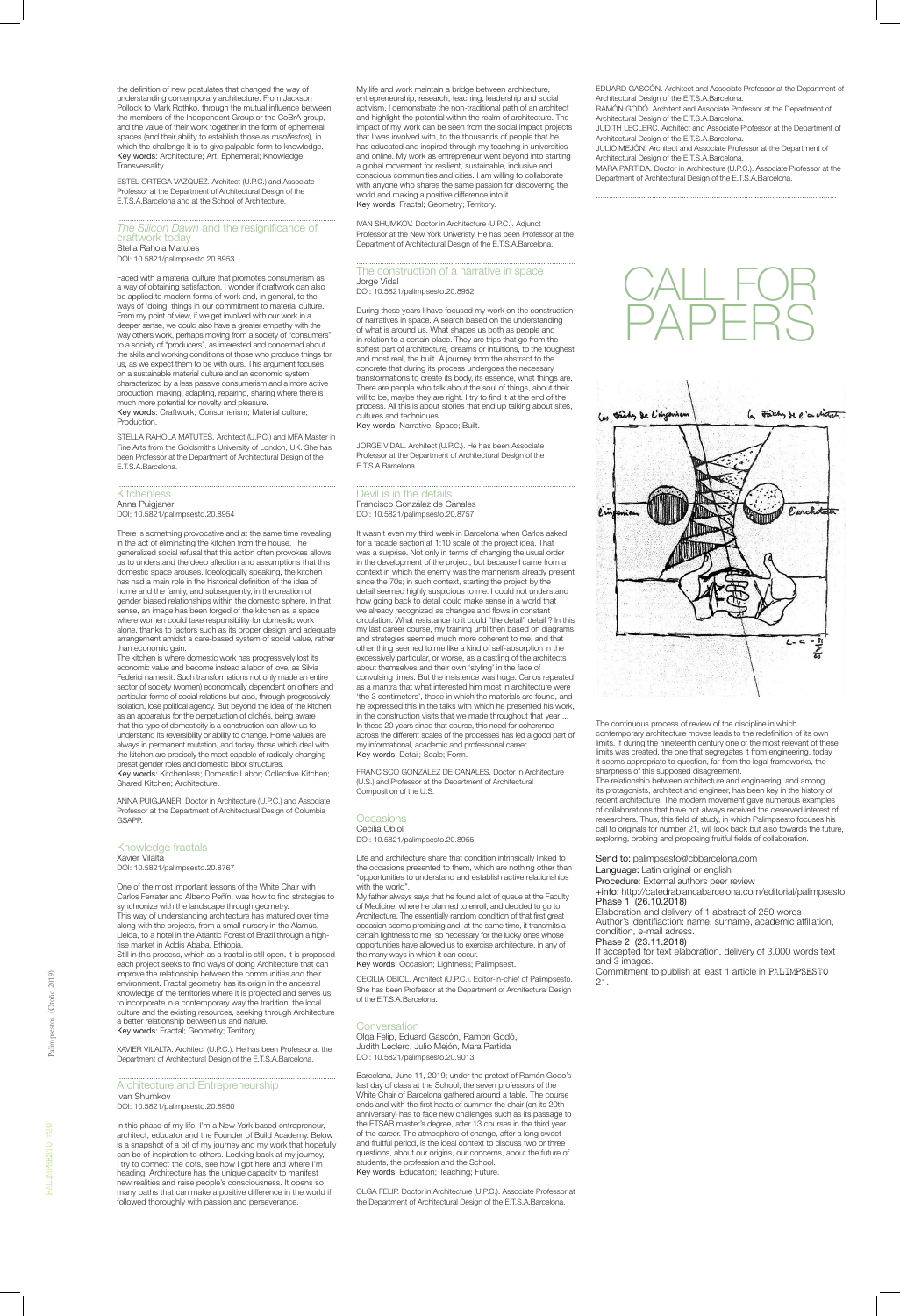the definition of new postulates that changed the way of understanding contemporary architecture. From Jackson Pollock to Mark Rothko, through the mutual influence between the members of the Independent Group or the CoBrA group, and the value of their work together in the form of ephemeral spaces (and their ability to establish those as *manifestos*), in which the challenge it is to give palpable form to knowledge.
Key words: Architecture; Art; Ephemeral; Knowledge; Transversality.

ESTEL ORTEGA VAZQUEZ. Architect (U.P.C.) and Associate Professor at the Department of Architectural Design of the E.T.S.A.Barcelona and at the School of Architecture.

## *The Silicon Dawn* and the resignificance of craftwork today

Stella Rahola Matutes
DOI: 10.5821/palimpsesto.20.8953

Faced with a material culture that promotes consumerism as a way of obtaining satisfaction, I wonder if craftwork can also be applied to modern forms of work and, in general, to the ways of 'doing' things in our commitment to material culture. From my point of view, if we get involved with our work in a deeper sense, we could also have a greater empathy with the way others work, perhaps moving from a society of "consumers" to a society of "producers", as interested and concerned about the skills and working conditions of those who produce things for us, as we expect them to be with ours. This argument focuses on a sustainable material culture and an economic system characterized by a less passive consumerism and a more active production, making, adapting, repairing, sharing where there is much more potential for novelty and pleasure.
Key words: Craftwork; Consumerism; Material culture; Production.

STELLA RAHOLA MATUTES. Architect (U.P.C.) and MFA Master in Fine Arts from the Goldsmiths University of London, UK. She has been Professor at the Department of Architectural Design of the E.T.S.A.Barcelona.

## Kitchenless

Anna Puigjaner
DOI: 10.5821/palimpsesto.20.8954

There is something provocative and at the same time revealing in the act of eliminating the kitchen from the house. The generalized social refusal that this action often provokes allows us to understand the deep affection and assumptions that this domestic space arouses. Ideologically speaking, the kitchen has had a main role in the historical definition of the idea of home and the family, and subsequently, in the creation of gender biased relationships within the domestic sphere. In that sense, an image has been forged of the kitchen as a space where women could take responsibility for domestic work alone, thanks to factors such as its proper design and adequate arrangement amidst a care-based system of social value, rather than economic gain.
The kitchen is where domestic work has progressively lost its economic value and become instead a labor of love, as Silvia Federici names it. Such transformations not only made an entire sector of society (women) economically dependent on others and particular forms of social relations but also, through progressively isolation, lose political agency. But beyond the idea of the kitchen as an apparatus for the perpetuation of clichés, being aware that this type of domesticity is a construction can allow us to understand its reversibility or ability to change. Home values are always in permanent mutation, and today, those which deal with the kitchen are precisely the most capable of radically changing preset gender roles and domestic labor structures.
Key words: Kitchenless; Domestic Labor; Collective Kitchen; Shared Kitchen; Architecture.

ANNA PUIGJANER. Doctor in Architecture (U.P.C.) and Associate Professor at the Department of Architectural Design of Columbia GSAPP.

## Knowledge fractals

Xavier Vilalta
DOI: 10.5821/palimpsesto.20.8767

One of the most important lessons of the White Chair with Carlos Ferrater and Alberto Peñín, was how to find strategies to synchronize with the landscape through geometry.
This way of understanding architecture has matured over time along with the projects, from a small nursery in the Alamús, Lleida, to a hotel in the Atlantic Forest of Brazil through a high-rise market in Addis Ababa, Ethiopia.
Still in this process, which as a fractal is still open, it is proposed each project seeks to find ways of doing Architecture that can improve the relationship between the communities and their environment. Fractal geometry has its origin in the ancestral knowledge of the territories where it is projected and serves us to incorporate in a contemporary way the tradition, the local culture and the existing resources, seeking through Architecture a better relationship between us and nature.
Key words: Fractal; Geometry; Territory.

XAVIER VILALTA. Architect (U.P.C.). He has been Professor at the Department of Architectural Design of the E.T.S.A.Barcelona.

## Architecture and Entrepreneurship

Ivan Shumkov
DOI: 10.5821/palimpsesto.20.8950

In this phase of my life, I'm a New York based entrepreneur, architect, educator and the Founder of Build Academy. Below is a snapshot of a bit of my journey and my work that hopefully can be of inspiration to others. Looking back at my journey, I try to connect the dots, see how I got here and where I'm heading. Architecture has the unique capacity to manifest new realities and raise people's consciousness. It opens so many paths that can make a positive difference in the world if followed thoroughly with passion and perseverance.
My life and work maintain a bridge between architecture, entrepreneurship, research, teaching, leadership and social activism. I demonstrate the non-traditional path of an architect and highlight the potential within the realm of architecture. The impact of my work can be seen from the social impact projects that I was involved with, to the thousands of people that he has educated and inspired through my teaching in universities and online. My work as entrepreneur went beyond into starting a global movement for resilient, sustainable, inclusive and conscious communities and cities. I am willing to collaborate with anyone who shares the same passion for discovering the world and making a positive difference into it.
Key words: Fractal; Geometry; Territory.

IVAN SHUMKOV. Doctor in Architecture (U.P.C.) Adjunct Professor at the New York Univeristy. He has been Professor at the Department of Architectural Design of the E.T.S.A.Barcelona.

## The construction of a narrative in space

Jorge Vidal
DOI: 10.5821/palimpsesto.20.8952

During these years I have focused my work on the construction of narratives in space. A search based on the understanding of what is around us. What shapes us both as people and in relation to a certain place. They are trips that go from the softest part of architecture, dreams or intuitions, to the toughest and most real, the built. A journey from the abstract to the concrete that during its process undergoes the necessary transformations to create its body, its essence, what things are. There are people who talk about the soul of things, about their will to be, maybe they are right. I try to find it at the end of the process. All this is about stories that end up talking about sites, cultures and techniques.
Key words: Narrative; Space; Built.

JORGE VIDAL. Architect (U.P.C.). He has been Associate Professor at the Department of Architectural Design of the E.T.S.A.Barcelona.

## Devil is in the details

Francisco González de Canales
DOI: 10.5821/palimpsesto.20.8757

It wasn't even my third week in Barcelona when Carlos asked for a facade section at 1:10 scale of the project idea. That was a surprise. Not only in terms of changing the usual order in the development of the project, but because I came from a context in which the enemy was the mannerism already present since the 70s; in such context, starting the project by the detail seemed highly suspicious to me. I could not understand how going back to detail could make sense in a world that we already recognized as changes and flows in constant circulation. What resistance to it could "the detail" detail ? In this my last career course, my training until then based on diagrams and strategies seemed much more coherent to me, and that other thing seemed to me like a kind of self-absorption in the excessively particular, or worse, as a castling of the architects about themselves and their own 'styling' in the face of convulsing times. But the insistence was huge. Carlos repeated as a mantra that what interested him most in architecture were 'the 3 centimeters', those in which the materials are found, and he expressed this in the talks with which he presented his work, in the construction visits that we made throughout that year ... In these 20 years since that course, this need for coherence across the different scales of the processes has led a good part of my informational, academic and professional career.
Key words: Detail; Scale; Form.

FRANCISCO GONZÁLEZ DE CANALES. Doctor in Architecture (U.S.) and Professor at the Department of Architectural Composition of the U.S.

## Occasions

Cecilia Obiol
DOI: 10.5821/palimpsesto.20.8955

Life and architecture share that condition intrinsically linked to the occasions presented to them, which are nothing other than "opportunities to understand and establish active relationships with the world".
My father always says that he found a lot of queue at the Faculty of Medicine, where he planned to enroll, and decided to go to Architecture. The essentially random condition of that first great occasion seems promising and, at the same time, it transmits a certain lightness to me, so necessary for the lucky ones whose opportunities have allowed us to exercise architecture, in any of the many ways in which it can occur.
Key words: Occasion; Lightness; Palimpsest.

CECILIA OBIOL. Architect (U.P.C.). Editor-in-chief of Palimpsesto. She has been Professor at the Department of Architectural Design of the E.T.S.A.Barcelona.

## Conversation

Olga Felip, Eduard Gascón, Ramon Godó, Judith Leclerc, Julio Mejón, Mara Partida
DOI: 10.5821/palimpsesto.20.9013

Barcelona, June 11, 2019; under the pretext of Ramón Godo's last day of class at the School, the seven professors of the White Chair of Barcelona gathered around a table. The course ends and with the first heats of summer the chair (on its 20th anniversary) has to face new challenges such as its passage to the ETSAB master's degree, after 13 courses in the third year of the career. The atmosphere of change, after a long sweet and fruitful period, is the ideal context to discuss two or three questions, about our origins, our concerns, about the future of students, the profession and the School.
Key words: Education; Teaching; Future.

OLGA FELIP. Doctor in Architecture (U.P.C.). Associate Professor at the Department of Architectural Design of the E.T.S.A.Barcelona.

EDUARD GASCÓN. Architect and Associate Professor at the Department of Architectural Design of the E.T.S.A.Barcelona.
RAMÓN GODÓ. Architect and Associate Professor at the Department of Architectural Design of the E.T.S.A.Barcelona.
JUDITH LECLERC. Architect and Associate Professor at the Department of Architectural Design of the E.T.S.A.Barcelona.
JULIO MEJÓN. Architect and Associate Professor at the Department of Architectural Design of the E.T.S.A.Barcelona.
MARA PARTIDA. Doctor in Architecture (U.P.C.). Associate Professor at the Department of Architectural Design of the E.T.S.A.Barcelona.

# CALL FOR PAPERS

The continuous process of review of the discipline in which contemporary architecture moves leads to the redefinition of its own limits. If during the nineteenth century one of the most relevant of these limits was created, the one that segregates it from engineering, today it seems appropriate to question, far from the legal frameworks, the sharpness of this supposed disagreement.
The relationship between architecture and engineering, and among its protagonists, architect and engineer, has been key in the history of recent architecture. The modern movement gave numerous examples of collaborations that have not always received the deserved interest of researchers. Thus, this field of study, in which Palimpsesto focuses his call to originals for number 21, will look back but also towards the future, exploring, probing and proposing fruitful fields of collaboration.

Send to: palimpsesto@cbbarcelona.com
Language: Latin original or english
Procedure: External authors peer review
+info: http://catedrablancabarcelona.com/editorial/palimpsesto
Phase 1 (26.10.2018)
Elaboration and delivery of 1 abstract of 250 words
Author's identifiaction: name, surname, academic affiliation, condition, e-mail adress.
Phase 2 (23.11.2018)
If accepted for text elaboration, delivery of 3.000 words text and 3 images.
Commitment to publish at least 1 article in PALIMPSESTO 21.